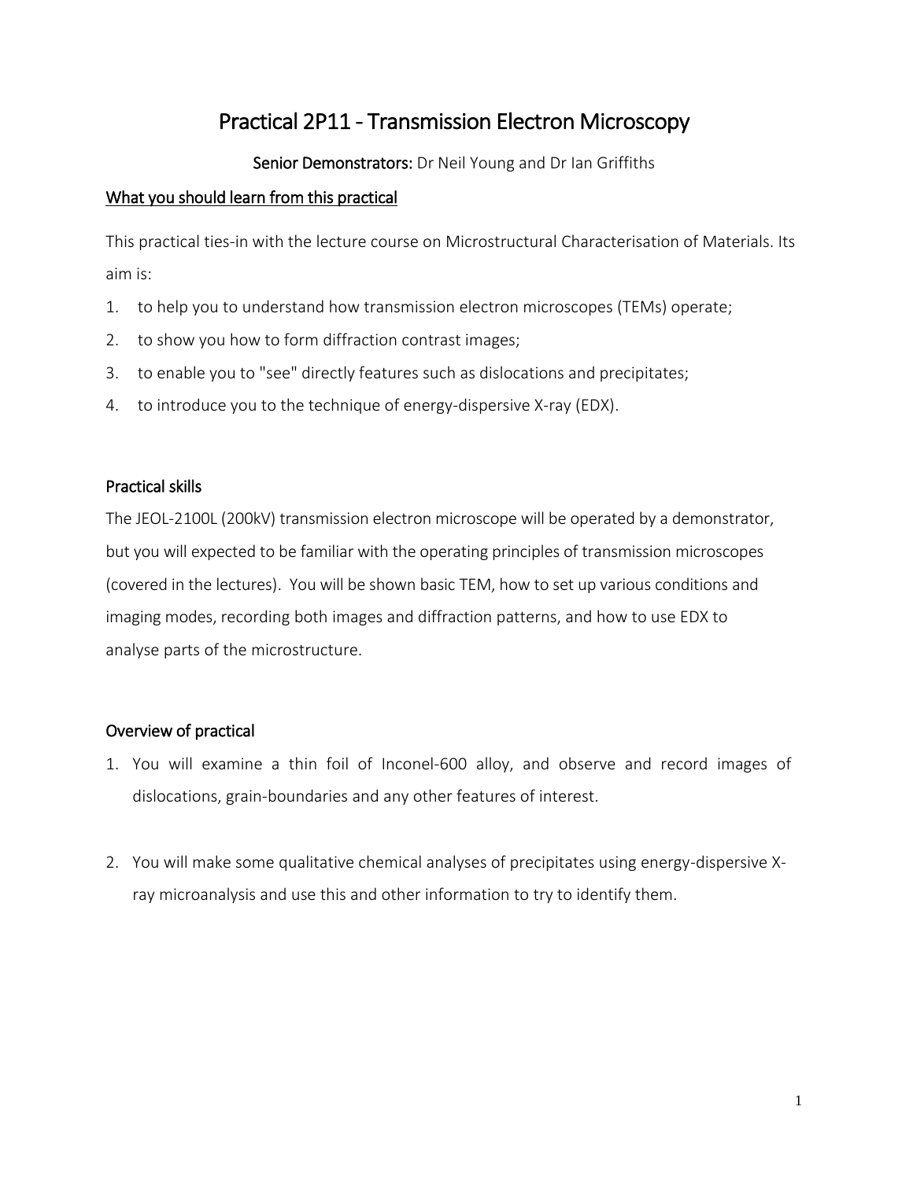# Practical 2P11 - Transmission Electron Microscopy

**Senior Demonstrators:** Dr Neil Young and Dr Ian Griffiths

## What you should learn from this practical

This practical ties-in with the lecture course on Microstructural Characterisation of Materials. Its aim is:

1. to help you to understand how transmission electron microscopes (TEMs) operate;
2. to show you how to form diffraction contrast images;
3. to enable you to "see" directly features such as dislocations and precipitates;
4. to introduce you to the technique of energy-dispersive X-ray (EDX).

## Practical skills

The JEOL-2100L (200kV) transmission electron microscope will be operated by a demonstrator, but you will expected to be familiar with the operating principles of transmission microscopes (covered in the lectures). You will be shown basic TEM, how to set up various conditions and imaging modes, recording both images and diffraction patterns, and how to use EDX to analyse parts of the microstructure.

## Overview of practical

1. You will examine a thin foil of Inconel-600 alloy, and observe and record images of dislocations, grain-boundaries and any other features of interest.

2. You will make some qualitative chemical analyses of precipitates using energy-dispersive X-ray microanalysis and use this and other information to try to identify them.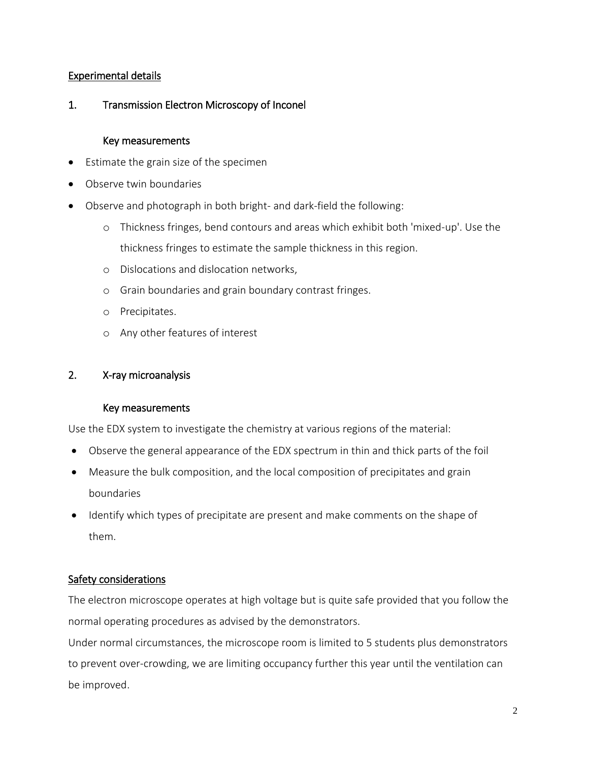## Experimental details

### 1. Transmission Electron Microscopy of Inconel

#### Key measurements

- Estimate the grain size of the specimen
- Observe twin boundaries
- Observe and photograph in both bright- and dark-field the following:
  - Thickness fringes, bend contours and areas which exhibit both 'mixed-up'. Use the thickness fringes to estimate the sample thickness in this region.
  - Dislocations and dislocation networks,
  - Grain boundaries and grain boundary contrast fringes.
  - Precipitates.
  - Any other features of interest

### 2. X-ray microanalysis

#### Key measurements

Use the EDX system to investigate the chemistry at various regions of the material:

- Observe the general appearance of the EDX spectrum in thin and thick parts of the foil
- Measure the bulk composition, and the local composition of precipitates and grain boundaries
- Identify which types of precipitate are present and make comments on the shape of them.

## Safety considerations

The electron microscope operates at high voltage but is quite safe provided that you follow the normal operating procedures as advised by the demonstrators.

Under normal circumstances, the microscope room is limited to 5 students plus demonstrators to prevent over-crowding, we are limiting occupancy further this year until the ventilation can be improved.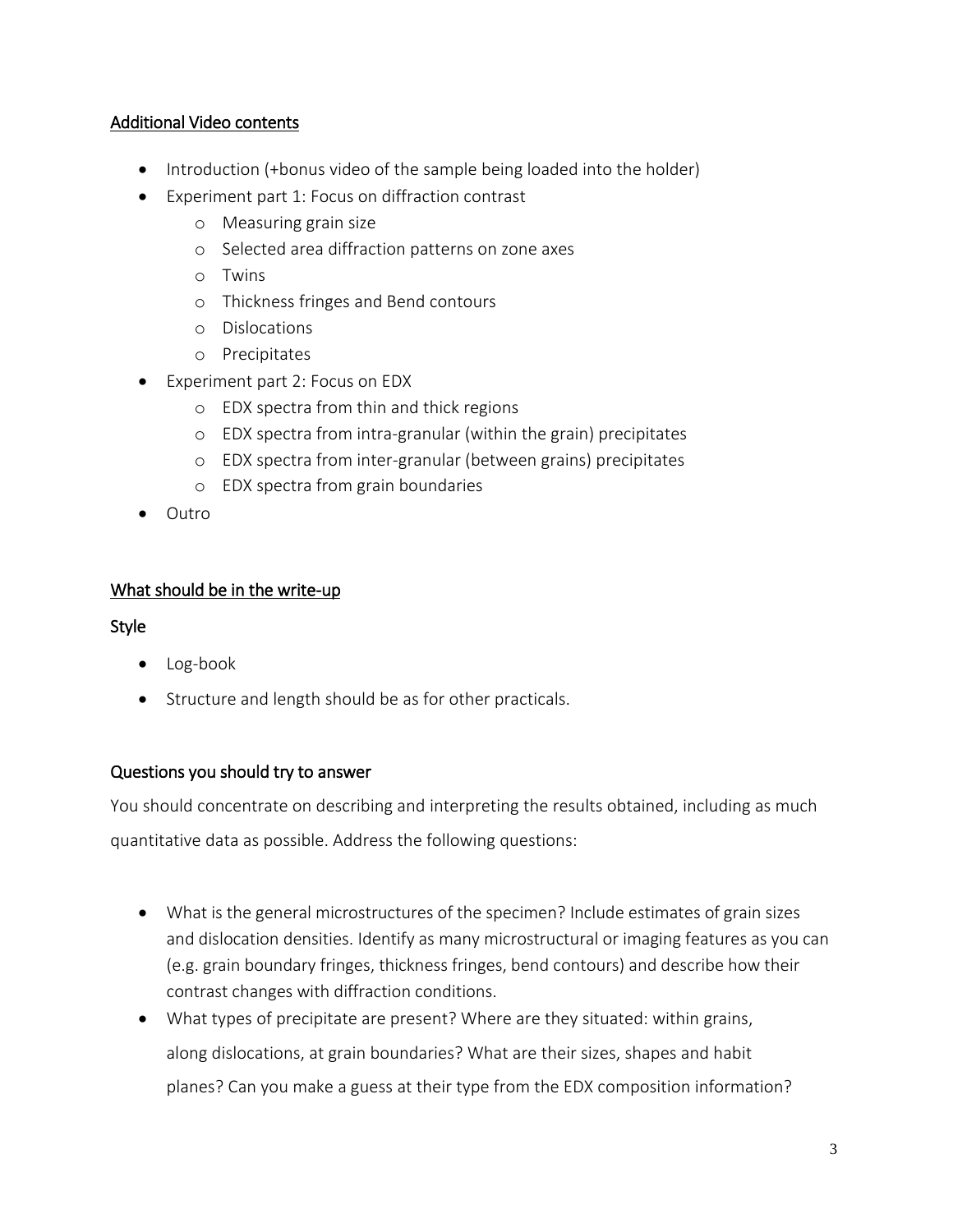## Additional Video contents

- Introduction (+bonus video of the sample being loaded into the holder)
- Experiment part 1: Focus on diffraction contrast
  - Measuring grain size
  - Selected area diffraction patterns on zone axes
  - Twins
  - Thickness fringes and Bend contours
  - Dislocations
  - Precipitates
- Experiment part 2: Focus on EDX
  - EDX spectra from thin and thick regions
  - EDX spectra from intra-granular (within the grain) precipitates
  - EDX spectra from inter-granular (between grains) precipitates
  - EDX spectra from grain boundaries
- Outro

## What should be in the write-up

### Style

- Log-book
- Structure and length should be as for other practicals.

### Questions you should try to answer

You should concentrate on describing and interpreting the results obtained, including as much quantitative data as possible. Address the following questions:

- What is the general microstructures of the specimen? Include estimates of grain sizes and dislocation densities. Identify as many microstructural or imaging features as you can (e.g. grain boundary fringes, thickness fringes, bend contours) and describe how their contrast changes with diffraction conditions.
- What types of precipitate are present? Where are they situated: within grains, along dislocations, at grain boundaries? What are their sizes, shapes and habit planes? Can you make a guess at their type from the EDX composition information?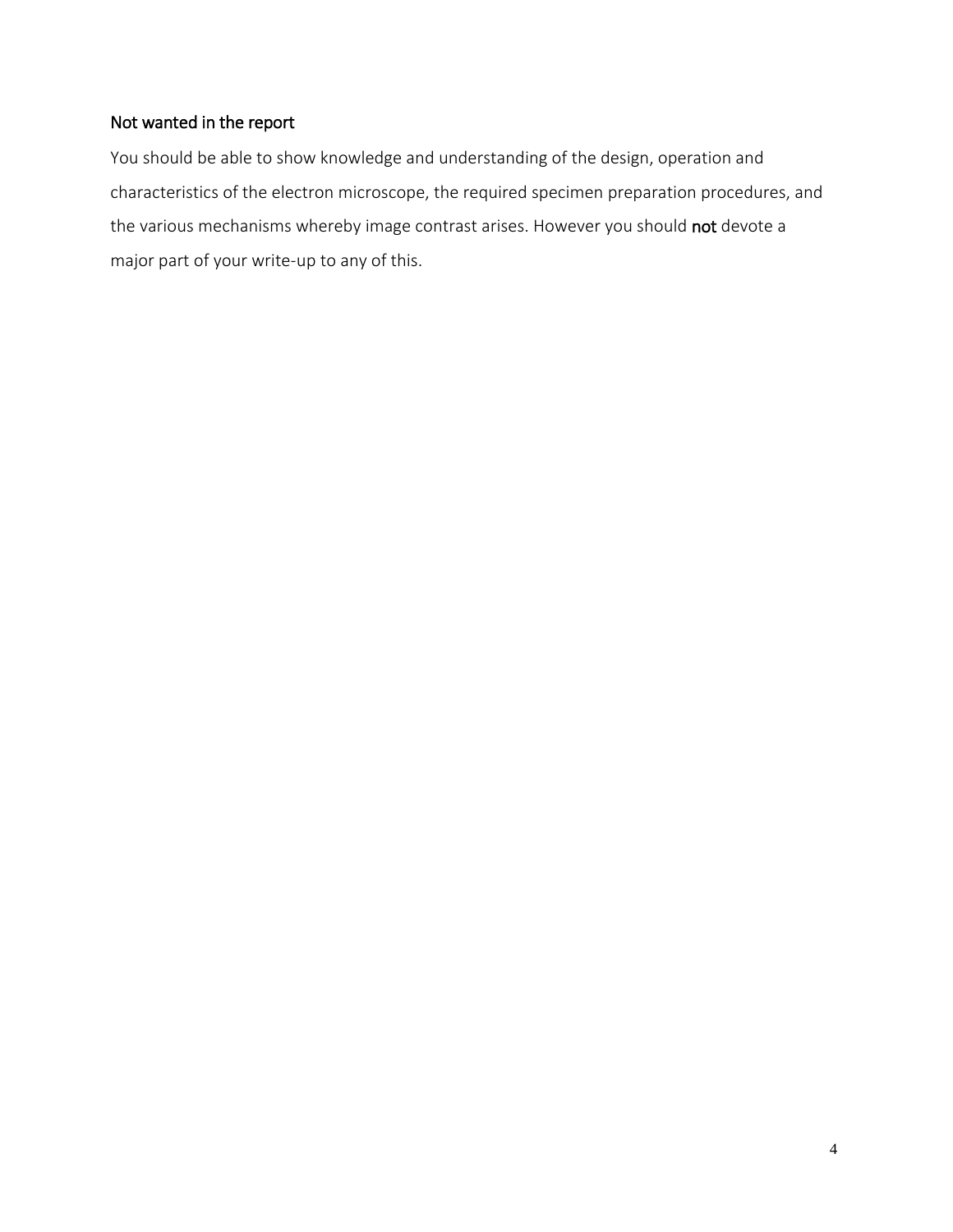## Not wanted in the report

You should be able to show knowledge and understanding of the design, operation and characteristics of the electron microscope, the required specimen preparation procedures, and the various mechanisms whereby image contrast arises. However you should **not** devote a major part of your write-up to any of this.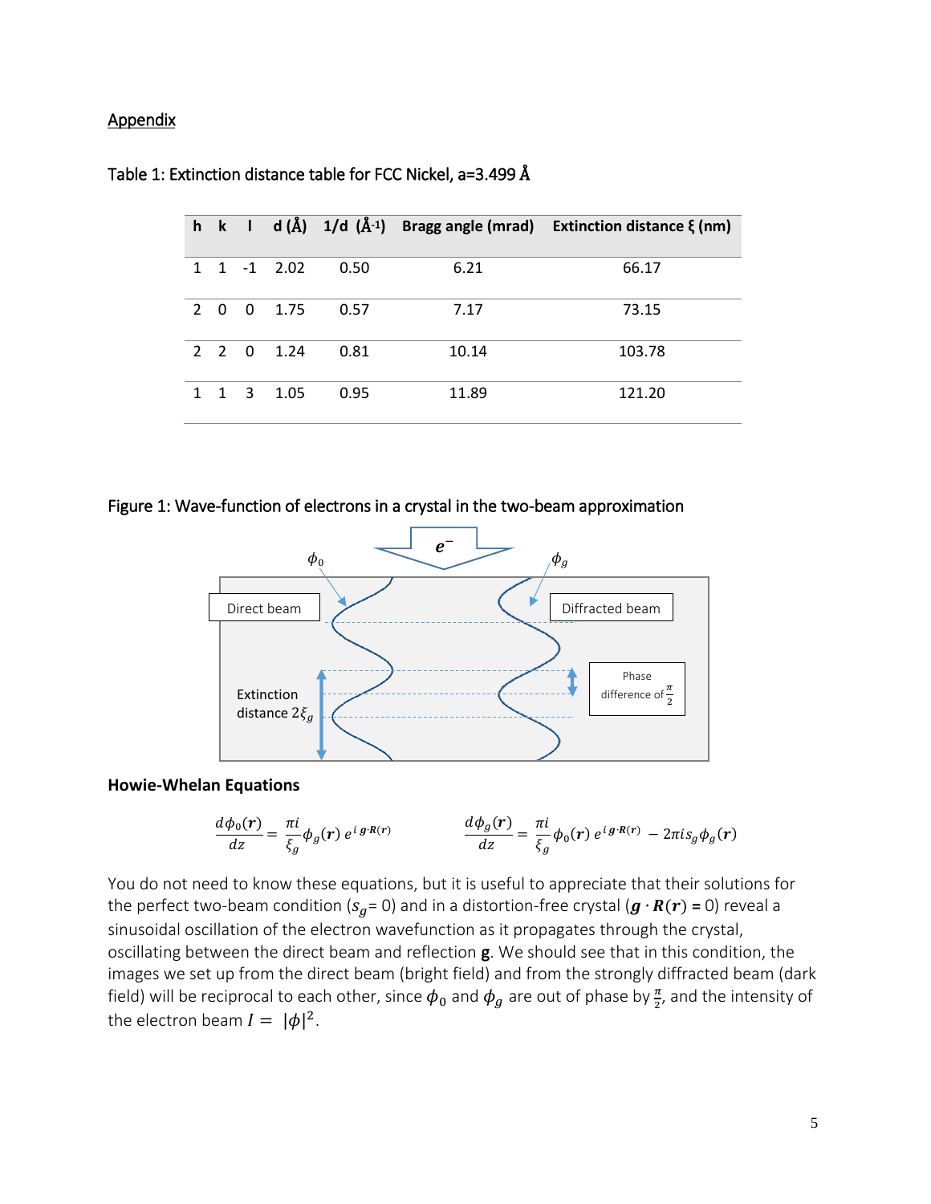## Appendix

Table 1: Extinction distance table for FCC Nickel, a=3.499 Å

| h | k | l | d (Å) | 1/d (Å$^{-1}$) | Bragg angle (mrad) | Extinction distance ξ (nm) |
|---|---|---|---|---|---|---|
| 1 | 1 | -1 | 2.02 | 0.50 | 6.21 | 66.17 |
| 2 | 0 | 0 | 1.75 | 0.57 | 7.17 | 73.15 |
| 2 | 2 | 0 | 1.24 | 0.81 | 10.14 | 103.78 |
| 1 | 1 | 3 | 1.05 | 0.95 | 11.89 | 121.20 |

Figure 1: Wave-function of electrons in a crystal in the two-beam approximation

$e^-$

$\phi_0$ $\phi_g$

Direct beam

Diffracted beam

Extinction distance $2\xi_g$

Phase difference of $\frac{\pi}{2}$

**Howie-Whelan Equations**

$$\frac{d\phi_0(\boldsymbol{r})}{dz} = \frac{\pi i}{\xi_g}\phi_g(\boldsymbol{r})\, e^{i\,\boldsymbol{g}\cdot\boldsymbol{R}(\boldsymbol{r})} \qquad \frac{d\phi_g(\boldsymbol{r})}{dz} = \frac{\pi i}{\xi_g}\phi_0(\boldsymbol{r})\, e^{i\,\boldsymbol{g}\cdot\boldsymbol{R}(\boldsymbol{r})} - 2\pi i s_g \phi_g(\boldsymbol{r})$$

You do not need to know these equations, but it is useful to appreciate that their solutions for the perfect two-beam condition ($s_g$= 0) and in a distortion-free crystal ($\boldsymbol{g}\cdot\boldsymbol{R}(\boldsymbol{r})$ = 0) reveal a sinusoidal oscillation of the electron wavefunction as it propagates through the crystal, oscillating between the direct beam and reflection **g**. We should see that in this condition, the images we set up from the direct beam (bright field) and from the strongly diffracted beam (dark field) will be reciprocal to each other, since $\phi_0$ and $\phi_g$ are out of phase by $\frac{\pi}{2}$, and the intensity of the electron beam $I = |\phi|^2$.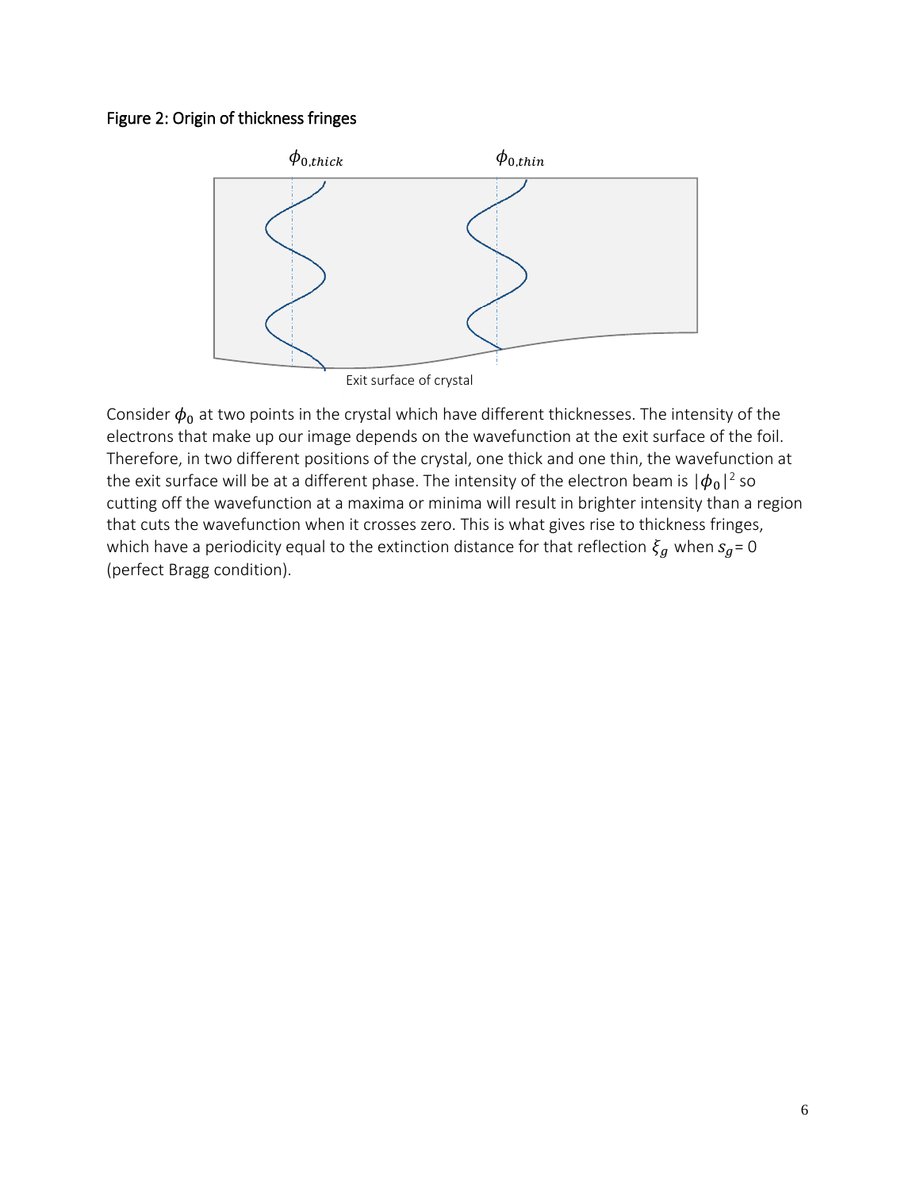### Figure 2: Origin of thickness fringes

$\phi_{0,thick}$ $\phi_{0,thin}$

Exit surface of crystal

Consider $\phi_0$ at two points in the crystal which have different thicknesses. The intensity of the electrons that make up our image depends on the wavefunction at the exit surface of the foil. Therefore, in two different positions of the crystal, one thick and one thin, the wavefunction at the exit surface will be at a different phase. The intensity of the electron beam is $|\phi_0|^2$ so cutting off the wavefunction at a maxima or minima will result in brighter intensity than a region that cuts the wavefunction when it crosses zero. This is what gives rise to thickness fringes, which have a periodicity equal to the extinction distance for that reflection $\xi_g$ when $s_g = 0$ (perfect Bragg condition).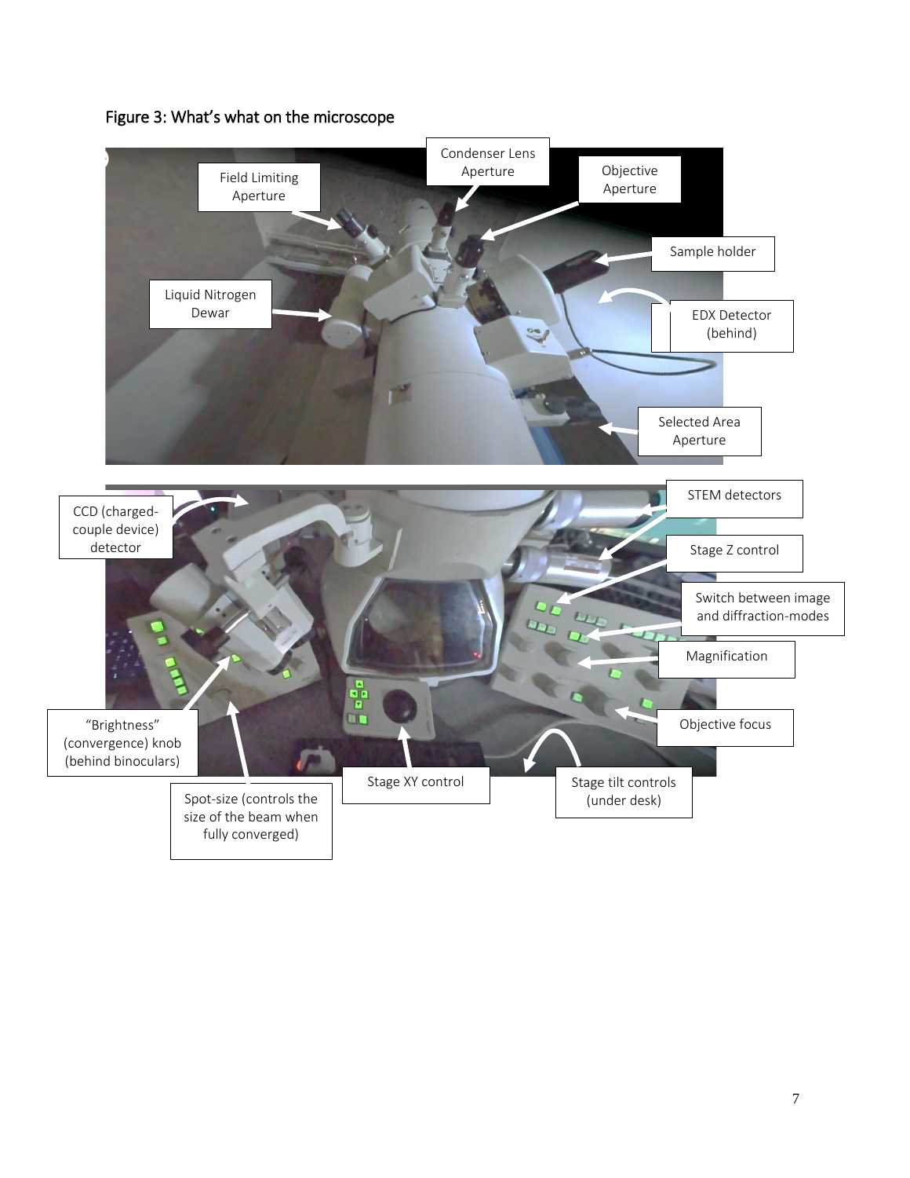Figure 3: What's what on the microscope

Field Limiting Aperture

Condenser Lens Aperture

Objective Aperture

Sample holder

Liquid Nitrogen Dewar

EDX Detector (behind)

Selected Area Aperture

CCD (charged-couple device) detector

STEM detectors

Stage Z control

Switch between image and diffraction-modes

Magnification

Objective focus

"Brightness" (convergence) knob (behind binoculars)

Spot-size (controls the size of the beam when fully converged)

Stage XY control

Stage tilt controls (under desk)